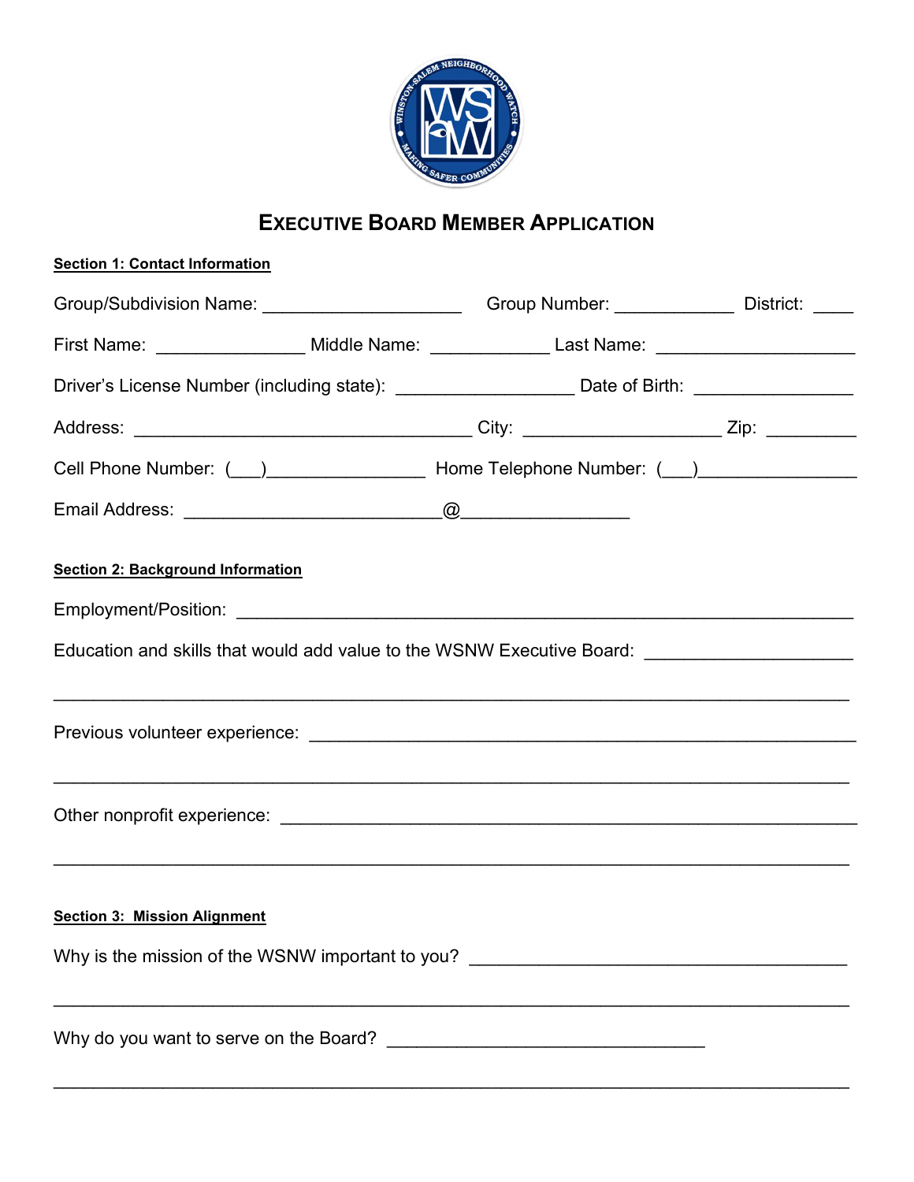# EXECUTIVE BOARD MEMBER APPLICATION

**Section 1: Contact Information**

Group/Subdivision Name: ____________________ Group Number: ____________ District: ____

First Name: _______________ Middle Name: ____________ Last Name: ____________________

Driver's License Number (including state): __________________ Date of Birth: ________________

Address: __________________________________ City: ____________________ Zip: _________

Cell Phone Number: (___)________________ Home Telephone Number: (___)________________

Email Address: __________________________@________________

**Section 2: Background Information**

Employment/Position: ______________________________________________________________

Education and skills that would add value to the WSNW Executive Board: ____________________

_________________________________________________________________________________

Previous volunteer experience: _______________________________________________________

_________________________________________________________________________________

Other nonprofit experience: _________________________________________________________

_________________________________________________________________________________

**Section 3: Mission Alignment**

Why is the mission of the WSNW important to you? ______________________________________

_________________________________________________________________________________

Why do you want to serve on the Board? ________________________________

_________________________________________________________________________________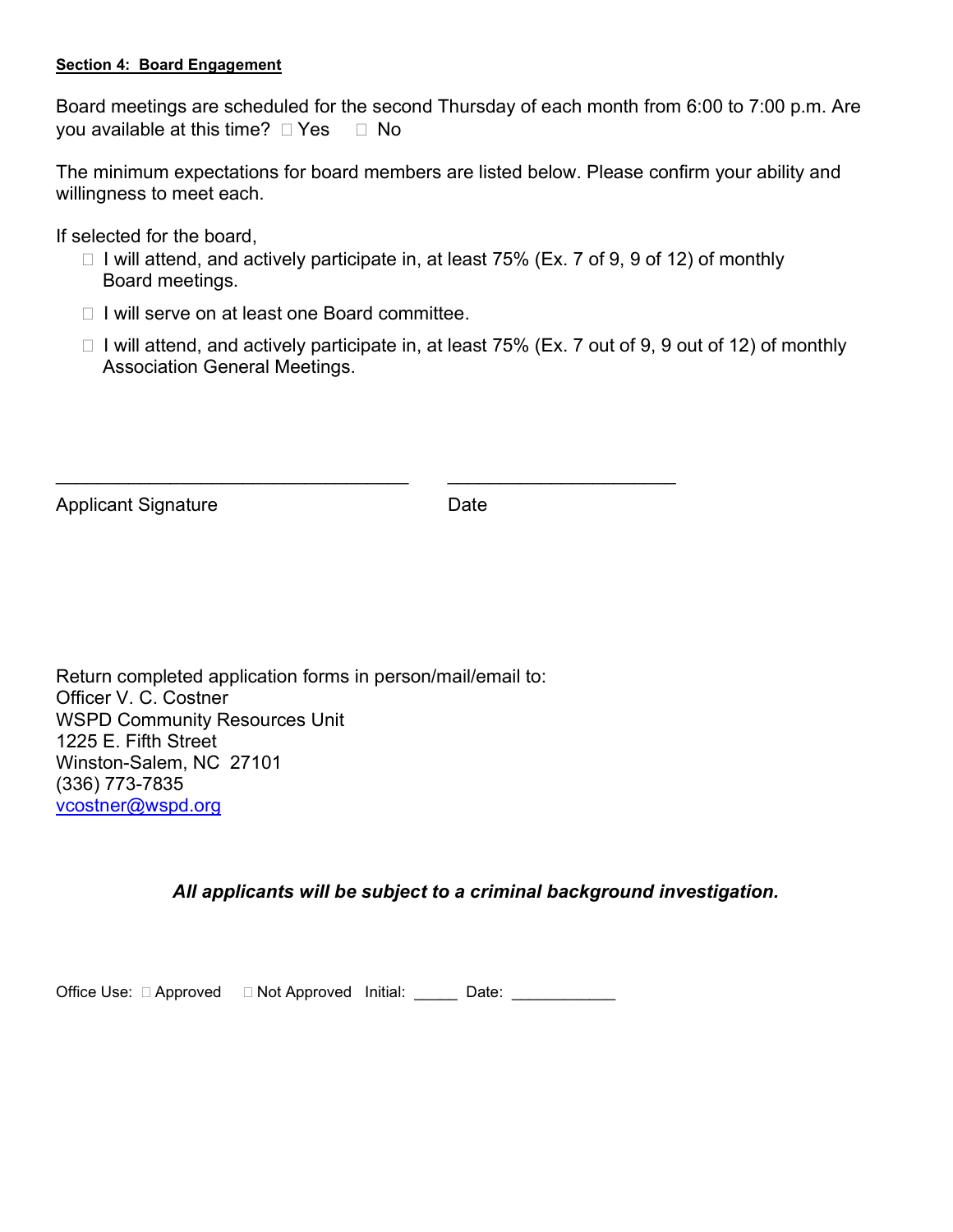**Section 4: Board Engagement**

Board meetings are scheduled for the second Thursday of each month from 6:00 to 7:00 p.m. Are you available at this time? ☐ Yes ☐ No

The minimum expectations for board members are listed below. Please confirm your ability and willingness to meet each.

If selected for the board,

- ☐ I will attend, and actively participate in, at least 75% (Ex. 7 of 9, 9 of 12) of monthly Board meetings.
- ☐ I will serve on at least one Board committee.
- ☐ I will attend, and actively participate in, at least 75% (Ex. 7 out of 9, 9 out of 12) of monthly Association General Meetings.

\_\_\_\_\_\_\_\_\_\_\_\_\_\_\_\_\_\_\_\_\_\_\_\_\_\_\_\_\_\_\_\_\_\_\_\_ \_\_\_\_\_\_\_\_\_\_\_\_\_\_\_\_\_\_\_\_\_\_\_

Applicant Signature Date

Return completed application forms in person/mail/email to:
Officer V. C. Costner
WSPD Community Resources Unit
1225 E. Fifth Street
Winston-Salem, NC 27101
(336) 773-7835
vcostner@wspd.org

***All applicants will be subject to a criminal background investigation.***

Office Use: ☐ Approved ☐ Not Approved Initial: \_\_\_\_\_ Date: \_\_\_\_\_\_\_\_\_\_\_\_